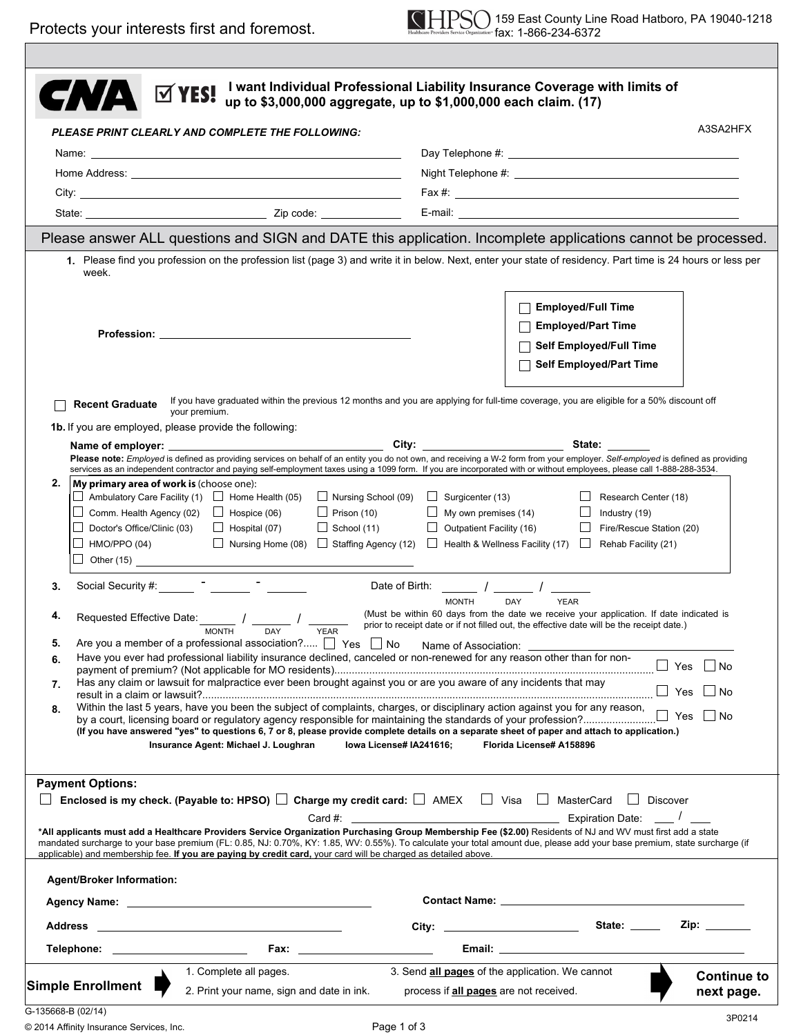Protects your interests first and foremost.

HPSO Healthcare Providers Service Organization 159 East County Line Road Hatboro, PA 19040-1218
fax: 1-866-234-6372

CNA ☑ YES! **I want Individual Professional Liability Insurance Coverage with limits of up to $3,000,000 aggregate, up to $1,000,000 each claim. (17)**

***PLEASE PRINT CLEARLY AND COMPLETE THE FOLLOWING:*** A3SA2HFX

Name: ______________________ Day Telephone #: ______________________

Home Address: ______________________ Night Telephone #: ______________________

City: ______________________ Fax #: ______________________

State: ______________ Zip code: ________ E-mail: ______________________

## Please answer ALL questions and SIGN and DATE this application. Incomplete applications cannot be processed.

1. Please find you profession on the profession list (page 3) and write it in below. Next, enter your state of residency. Part time is 24 hours or less per week.

**Profession:** ______________________

- ☐ **Employed/Full Time**
- ☐ **Employed/Part Time**
- ☐ **Self Employed/Full Time**
- ☐ **Self Employed/Part Time**

☐ **Recent Graduate** If you have graduated within the previous 12 months and you are applying for full-time coverage, you are eligible for a 50% discount off your premium.

**1b.** If you are employed, please provide the following:

**Name of employer:** ______________ **City:** ______________ **State:** ______

**Please note:** *Employed* is defined as providing services on behalf of an entity you do not own, and receiving a W-2 form from your employer. *Self-employed* is defined as providing services as an independent contractor and paying self-employment taxes using a 1099 form. If you are incorporated with or without employees, please call 1-888-288-3534.

2. **My primary area of work is** (choose one):

| | | | | |
|---|---|---|---|---|
| ☐ Ambulatory Care Facility (1) | ☐ Home Health (05) | ☐ Nursing School (09) | ☐ Surgicenter (13) | ☐ Research Center (18) |
| ☐ Comm. Health Agency (02) | ☐ Hospice (06) | ☐ Prison (10) | ☐ My own premises (14) | ☐ Industry (19) |
| ☐ Doctor's Office/Clinic (03) | ☐ Hospital (07) | ☐ School (11) | ☐ Outpatient Facility (16) | ☐ Fire/Rescue Station (20) |
| ☐ HMO/PPO (04) | ☐ Nursing Home (08) | ☐ Staffing Agency (12) | ☐ Health & Wellness Facility (17) | ☐ Rehab Facility (21) |
| ☐ Other (15) ______________ | | | | |

3. Social Security #: _____ - _____ - _____ Date of Birth: _____ / _____ / _____ (MONTH / DAY / YEAR)

4. Requested Effective Date: _____ / _____ / _____ (MONTH / DAY / YEAR) (Must be within 60 days from the date we receive your application. If date indicated is prior to receipt date or if not filled out, the effective date will be the receipt date.)

5. Are you a member of a professional association?..... ☐ Yes ☐ No Name of Association: ______________

6. Have you ever had professional liability insurance declined, canceled or non-renewed for any reason other than for non-payment of premium? (Not applicable for MO residents)........ ☐ Yes ☐ No

7. Has any claim or lawsuit for malpractice ever been brought against you or are you aware of any incidents that may result in a claim or lawsuit?........ ☐ Yes ☐ No

8. Within the last 5 years, have you been the subject of complaints, charges, or disciplinary action against you for any reason, by a court, licensing board or regulatory agency responsible for maintaining the standards of your profession?........ ☐ Yes ☐ No

**(If you have answered "yes" to questions 6, 7 or 8, please provide complete details on a separate sheet of paper and attach to application.)**

**Insurance Agent: Michael J. Loughran Iowa License# IA241616; Florida License# A158896**

**Payment Options:**

☐ **Enclosed is my check. (Payable to: HPSO)** ☐ **Charge my credit card:** ☐ AMEX ☐ Visa ☐ MasterCard ☐ Discover

Card #: ______________________ Expiration Date: ____ / ____

**\*All applicants must add a Healthcare Providers Service Organization Purchasing Group Membership Fee ($2.00)** Residents of NJ and WV must first add a state mandated surcharge to your base premium (FL: 0.85, NJ: 0.70%, KY: 1.85, WV: 0.55%). To calculate your total amount due, please add your base premium, state surcharge (if applicable) and membership fee. **If you are paying by credit card,** your card will be charged as detailed above.

**Agent/Broker Information:**

**Agency Name:** ______________________ **Contact Name:** ______________________

**Address** ______________________ **City:** ______________ **State:** ______ **Zip:** ________

**Telephone:** ______________ **Fax:** ______________ **Email:** ______________________

**Simple Enrollment**

1. Complete all pages.
2. Print your name, sign and date in ink.
3. Send **all pages** of the application. We cannot process if **all pages** are not received.

**Continue to next page.**

G-135668-B (02/14)

© 2014 Affinity Insurance Services, Inc.

3P0214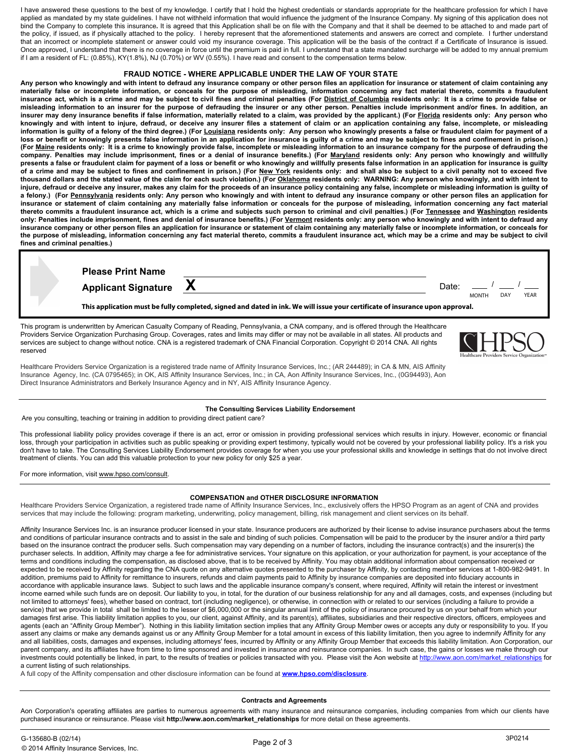I have answered these questions to the best of my knowledge. I certify that I hold the highest credentials or standards appropriate for the healthcare profession for which I have applied as mandated by my state guidelines. I have not withheld information that would influence the judgment of the Insurance Company. My signing of this application does not bind the Company to complete this insurance. It is agreed that this Application shall be on file with the Company and that it shall be deemed to be attached to and made part of the policy, if issued, as if physically attached to the policy. I hereby represent that the aforementioned statements and answers are correct and complete. I further understand that an incorrect or incomplete statement or answer could void my insurance coverage. This application will be the basis of the contract if a Certificate of Insurance is issued. Once approved, I understand that there is no coverage in force until the premium is paid in full. I understand that a state mandated surcharge will be added to my annual premium if I am a resident of FL: (0.85%), KY(1.8%), NJ (0.70%) or WV (0.55%). I have read and consent to the compensation terms below.

## FRAUD NOTICE - WHERE APPLICABLE UNDER THE LAW OF YOUR STATE

**Any person who knowingly and with intent to defraud any insurance company or other person files an application for insurance or statement of claim containing any materially false or incomplete information, or conceals for the purpose of misleading, information concerning any fact material thereto, commits a fraudulent insurance act, which is a crime and may be subject to civil fines and criminal penalties (For District of Columbia residents only: It is a crime to provide false or misleading information to an insurer for the purpose of defrauding the insurer or any other person. Penalties include imprisonment and/or fines. In addition, an insurer may deny insurance benefits if false information, materially related to a claim, was provided by the applicant.) (For Florida residents only: Any person who knowingly and with intent to injure, defraud, or deceive any insurer files a statement of claim or an application containing any false, incomplete, or misleading information is guilty of a felony of the third degree.) (For Louisiana residents only: Any person who knowingly presents a false or fraudulent claim for payment of a loss or benefit or knowingly presents false information in an application for insurance is guilty of a crime and may be subject to fines and confinement in prison.) (For Maine residents only: It is a crime to knowingly provide false, incomplete or misleading information to an insurance company for the purpose of defrauding the company. Penalties may include imprisonment, fines or a denial of insurance benefits.) (For Maryland residents only: Any person who knowingly and willfully presents a false or fraudulent claim for payment of a loss or benefit or who knowingly and willfully presents false information in an application for insurance is guilty of a crime and may be subject to fines and confinement in prison.) (For New York residents only: and shall also be subject to a civil penalty not to exceed five thousand dollars and the stated value of the claim for each such violation.) (For Oklahoma residents only: WARNING: Any person who knowingly, and with intent to injure, defraud or deceive any insurer, makes any claim for the proceeds of an insurance policy containing any false, incomplete or misleading information is guilty of a felony.) (For Pennsylvania residents only: Any person who knowingly and with intent to defraud any insurance company or other person files an application for insurance or statement of claim containing any materially false information or conceals for the purpose of misleading, information concerning any fact material thereto commits a fraudulent insurance act, which is a crime and subjects such person to criminal and civil penalties.) (For Tennessee and Washington residents only: Penalties include imprisonment, fines and denial of insurance benefits.) (For Vermont residents only: any person who knowingly and with intent to defraud any insurance company or other person files an application for insurance or statement of claim containing any materially false or incomplete information, or conceals for the purpose of misleading, information concerning any fact material thereto, commits a fraudulent insurance act, which may be a crime and may be subject to civil fines and criminal penalties.)**

**Please Print Name** ______________________________

**Applicant Signature** **X** ______________________________ Date: ___ / ___ / ___
MONTH DAY YEAR

**This application must be fully completed, signed and dated in ink. We will issue your certificate of insurance upon approval.**

This program is underwritten by American Casualty Company of Reading, Pennsylvania, a CNA company, and is offered through the Healthcare Providers Service Organization Purchasing Group. Coverages, rates and limits may differ or may not be available in all states. All products and services are subject to change without notice. CNA is a registered trademark of CNA Financial Corporation. Copyright © 2014 CNA. All rights reserved

Healthcare Providers Service Organization is a registered trade name of Affinity Insurance Services, Inc.; (AR 244489); in CA & MN, AIS Affinity Insurance Agency, Inc. (CA 0795465); in OK, AIS Affinity Insurance Services, Inc.; in CA, Aon Affinity Insurance Services, Inc., (0G94493), Aon Direct Insurance Administrators and Berkely Insurance Agency and in NY, AIS Affinity Insurance Agency.

### The Consulting Services Liability Endorsement

Are you consulting, teaching or training in addition to providing direct patient care?

This professional liability policy provides coverage if there is an act, error or omission in providing professional services which results in injury. However, economic or financial loss, through your participation in activities such as public speaking or providing expert testimony, typically would not be covered by your professional liability policy. It's a risk you don't have to take. The Consulting Services Liability Endorsement provides coverage for when you use your professional skills and knowledge in settings that do not involve direct treatment of clients. You can add this valuable protection to your new policy for only $25 a year.

For more information, visit www.hpso.com/consult.

### COMPENSATION and OTHER DISCLOSURE INFORMATION

Healthcare Providers Service Organization, a registered trade name of Affinity Insurance Services, Inc., exclusively offers the HPSO Program as an agent of CNA and provides services that may include the following: program marketing, underwriting, policy management, billing, risk management and client services on its behalf.

Affinity Insurance Services Inc. is an insurance producer licensed in your state. Insurance producers are authorized by their license to advise insurance purchasers about the terms and conditions of particular insurance contracts and to assist in the sale and binding of such policies. Compensation will be paid to the producer by the insurer and/or a third party based on the insurance contract the producer sells. Such compensation may vary depending on a number of factors, including the insurance contract(s) and the insurer(s) the purchaser selects. In addition, Affinity may charge a fee for administrative services. Your signature on this application, or your authorization for payment, is your acceptance of the terms and conditions including the compensation, as disclosed above, that is to be received by Affinity. You may obtain additional information about compensation received or expected to be received by Affinity regarding the CNA quote on any alternative quotes presented to the purchaser by Affinity, by contacting member services at 1-800-982-9491. In addition, premiums paid to Affinity for remittance to insurers, refunds and claim payments paid to Affinity by insurance companies are deposited into fiduciary accounts in accordance with applicable insurance laws. Subject to such laws and the applicable insurance company's consent, where required, Affinity will retain the interest or investment income earned while such funds are on deposit. Our liability to you, in total, for the duration of our business relationship for any and all damages, costs, and expenses (including but not limited to attorneys' fees), whether based on contract, tort (including negligence), or otherwise, in connection with or related to our services (including a failure to provide a service) that we provide in total shall be limited to the lesser of $6,000,000 or the singular annual limit of the policy of insurance procured by us on your behalf from which your damages first arise. This liability limitation applies to you, our client, against Affinity, and its parent(s), affiliates, subsidiaries and their respective directors, officers, employees and agents (each an "Affinity Group Member"). Nothing in this liability limitation section implies that any Affinity Group Member owes or accepts any duty or responsibility to you. If you assert any claims or make any demands against us or any Affinity Group Member for a total amount in excess of this liability limitation, then you agree to indemnify Affinity for any and all liabilities, costs, damages and expenses, including attorneys' fees, incurred by Affinity or any Affinity Group Member that exceeds this liability limitation. Aon Corporation, our parent company, and its affiliates have from time to time sponsored and invested in insurance and reinsurance companies. In such case, the gains or losses we make through our investments could potentially be linked, in part, to the results of treaties or policies transacted with you. Please visit the Aon website at http://www.aon.com/market_relationships for a current listing of such relationships.

A full copy of the Affinity compensation and other disclosure information can be found at **www.hpso.com/disclosure**.

### Contracts and Agreements

Aon Corporation's operating affiliates are parties to numerous agreements with many insurance and reinsurance companies, including companies from which our clients have purchased insurance or reinsurance. Please visit **http://www.aon.com/market_relationships** for more detail on these agreements.

G-135680-B (02/14)
© 2014 Affinity Insurance Services, Inc.

3P0214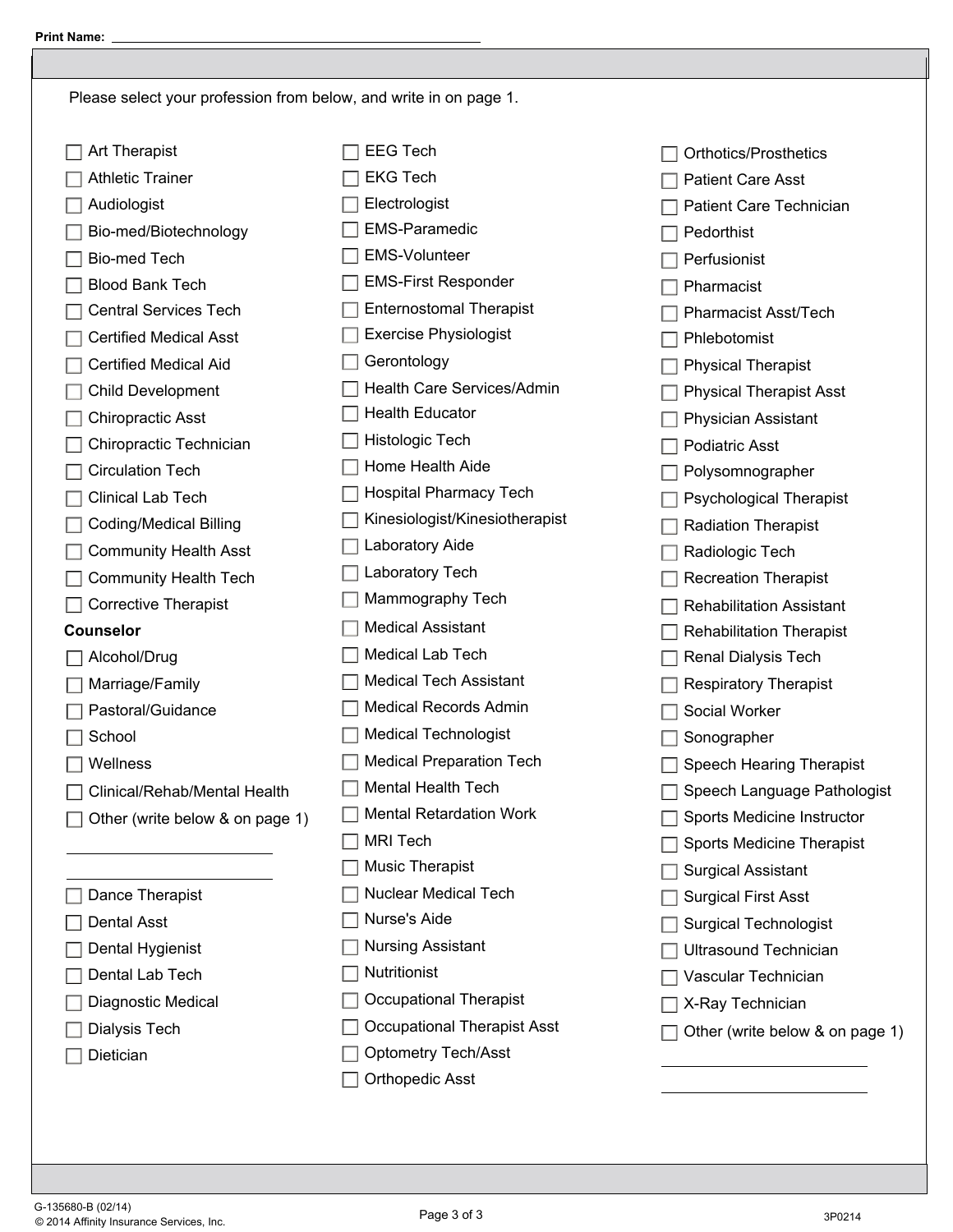Print Name: ______________________________________________

Please select your profession from below, and write in on page 1.

- ☐ Art Therapist
- ☐ Athletic Trainer
- ☐ Audiologist
- ☐ Bio-med/Biotechnology
- ☐ Bio-med Tech
- ☐ Blood Bank Tech
- ☐ Central Services Tech
- ☐ Certified Medical Asst
- ☐ Certified Medical Aid
- ☐ Child Development
- ☐ Chiropractic Asst
- ☐ Chiropractic Technician
- ☐ Circulation Tech
- ☐ Clinical Lab Tech
- ☐ Coding/Medical Billing
- ☐ Community Health Asst
- ☐ Community Health Tech
- ☐ Corrective Therapist

**Counselor**

- ☐ Alcohol/Drug
- ☐ Marriage/Family
- ☐ Pastoral/Guidance
- ☐ School
- ☐ Wellness
- ☐ Clinical/Rehab/Mental Health
- ☐ Other (write below & on page 1)

______________________________

______________________________

- ☐ Dance Therapist
- ☐ Dental Asst
- ☐ Dental Hygienist
- ☐ Dental Lab Tech
- ☐ Diagnostic Medical
- ☐ Dialysis Tech
- ☐ Dietician
- ☐ EEG Tech
- ☐ EKG Tech
- ☐ Electrologist
- ☐ EMS-Paramedic
- ☐ EMS-Volunteer
- ☐ EMS-First Responder
- ☐ Enternostomal Therapist
- ☐ Exercise Physiologist
- ☐ Gerontology
- ☐ Health Care Services/Admin
- ☐ Health Educator
- ☐ Histologic Tech
- ☐ Home Health Aide
- ☐ Hospital Pharmacy Tech
- ☐ Kinesiologist/Kinesiotherapist
- ☐ Laboratory Aide
- ☐ Laboratory Tech
- ☐ Mammography Tech
- ☐ Medical Assistant
- ☐ Medical Lab Tech
- ☐ Medical Tech Assistant
- ☐ Medical Records Admin
- ☐ Medical Technologist
- ☐ Medical Preparation Tech
- ☐ Mental Health Tech
- ☐ Mental Retardation Work
- ☐ MRI Tech
- ☐ Music Therapist
- ☐ Nuclear Medical Tech
- ☐ Nurse's Aide
- ☐ Nursing Assistant
- ☐ Nutritionist
- ☐ Occupational Therapist
- ☐ Occupational Therapist Asst
- ☐ Optometry Tech/Asst
- ☐ Orthopedic Asst
- ☐ Orthotics/Prosthetics
- ☐ Patient Care Asst
- ☐ Patient Care Technician
- ☐ Pedorthist
- ☐ Perfusionist
- ☐ Pharmacist
- ☐ Pharmacist Asst/Tech
- ☐ Phlebotomist
- ☐ Physical Therapist
- ☐ Physical Therapist Asst
- ☐ Physician Assistant
- ☐ Podiatric Asst
- ☐ Polysomnographer
- ☐ Psychological Therapist
- ☐ Radiation Therapist
- ☐ Radiologic Tech
- ☐ Recreation Therapist
- ☐ Rehabilitation Assistant
- ☐ Rehabilitation Therapist
- ☐ Renal Dialysis Tech
- ☐ Respiratory Therapist
- ☐ Social Worker
- ☐ Sonographer
- ☐ Speech Hearing Therapist
- ☐ Speech Language Pathologist
- ☐ Sports Medicine Instructor
- ☐ Sports Medicine Therapist
- ☐ Surgical Assistant
- ☐ Surgical First Asst
- ☐ Surgical Technologist
- ☐ Ultrasound Technician
- ☐ Vascular Technician
- ☐ X-Ray Technician
- ☐ Other (write below & on page 1)

______________________________

______________________________

G-135680-B (02/14)
© 2014 Affinity Insurance Services, Inc.

3P0214